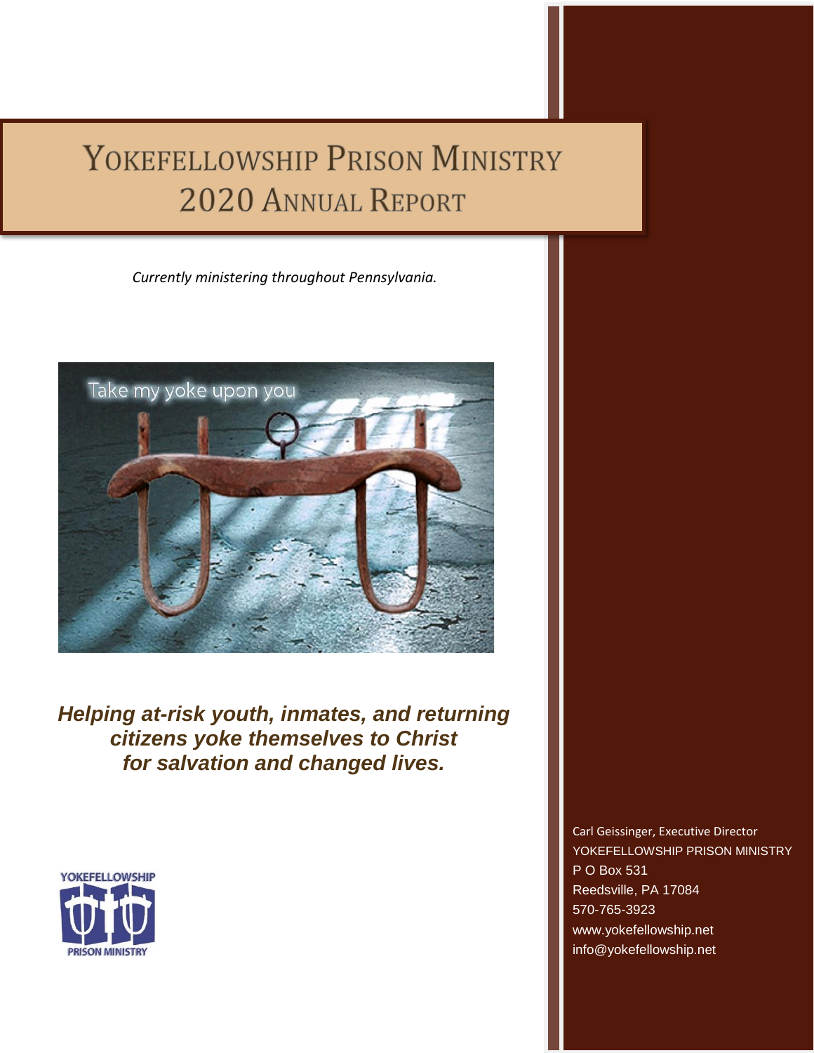# Yokefellowship Prison Ministry 2020 Annual Report

*Currently ministering throughout Pennsylvania.*

***Helping at-risk youth, inmates, and returning citizens yoke themselves to Christ for salvation and changed lives.***

Carl Geissinger, Executive Director
YOKEFELLOWSHIP PRISON MINISTRY
P O Box 531
Reedsville, PA 17084
570-765-3923
www.yokefellowship.net
info@yokefellowship.net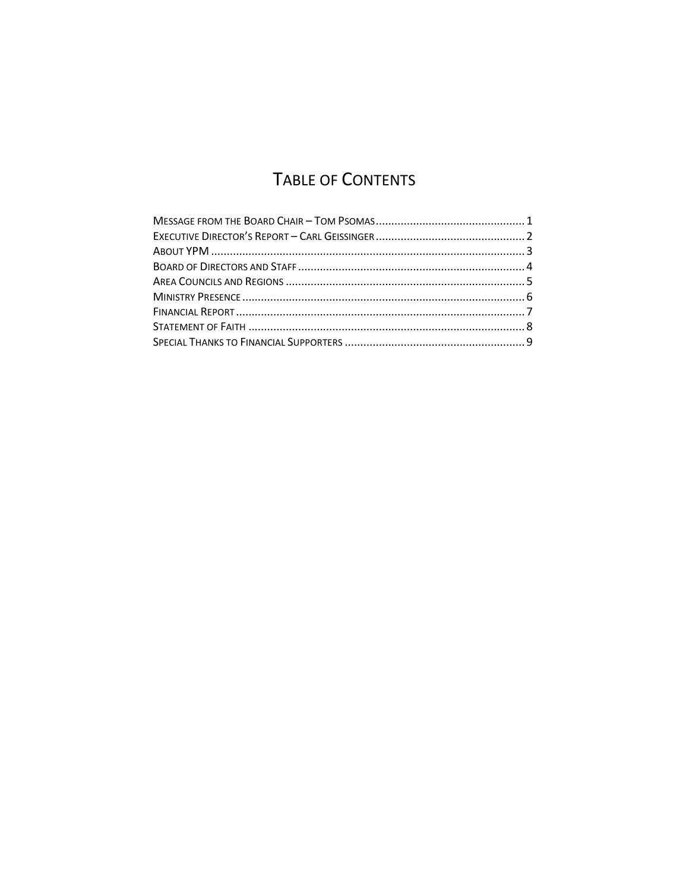# Table of Contents

- Message from the Board Chair – Tom Psomas ........ 1
- Executive Director's Report – Carl Geissinger ........ 2
- About YPM ........ 3
- Board of Directors and Staff ........ 4
- Area Councils and Regions ........ 5
- Ministry Presence ........ 6
- Financial Report ........ 7
- Statement of Faith ........ 8
- Special Thanks to Financial Supporters ........ 9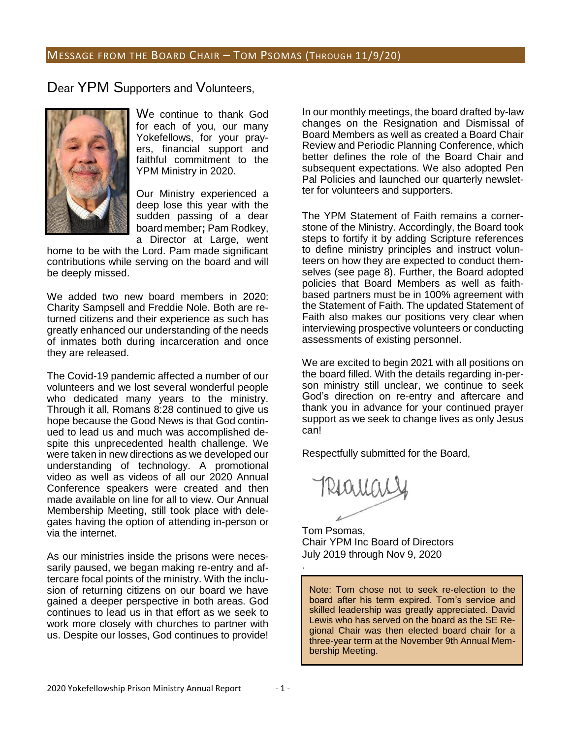## Message from the Board Chair – Tom Psomas (Through 11/9/20)

Dear YPM Supporters and Volunteers,

We continue to thank God for each of you, our many Yokefellows, for your prayers, financial support and faithful commitment to the YPM Ministry in 2020.

Our Ministry experienced a deep lose this year with the sudden passing of a dear board member; Pam Rodkey, a Director at Large, went home to be with the Lord. Pam made significant contributions while serving on the board and will be deeply missed.

We added two new board members in 2020: Charity Sampsell and Freddie Nole. Both are returned citizens and their experience as such has greatly enhanced our understanding of the needs of inmates both during incarceration and once they are released.

The Covid-19 pandemic affected a number of our volunteers and we lost several wonderful people who dedicated many years to the ministry. Through it all, Romans 8:28 continued to give us hope because the Good News is that God continued to lead us and much was accomplished despite this unprecedented health challenge. We were taken in new directions as we developed our understanding of technology. A promotional video as well as videos of all our 2020 Annual Conference speakers were created and then made available on line for all to view. Our Annual Membership Meeting, still took place with delegates having the option of attending in-person or via the internet.

As our ministries inside the prisons were necessarily paused, we began making re-entry and aftercare focal points of the ministry. With the inclusion of returning citizens on our board we have gained a deeper perspective in both areas. God continues to lead us in that effort as we seek to work more closely with churches to partner with us. Despite our losses, God continues to provide!

In our monthly meetings, the board drafted by-law changes on the Resignation and Dismissal of Board Members as well as created a Board Chair Review and Periodic Planning Conference, which better defines the role of the Board Chair and subsequent expectations. We also adopted Pen Pal Policies and launched our quarterly newsletter for volunteers and supporters.

The YPM Statement of Faith remains a cornerstone of the Ministry. Accordingly, the Board took steps to fortify it by adding Scripture references to define ministry principles and instruct volunteers on how they are expected to conduct themselves (see page 8). Further, the Board adopted policies that Board Members as well as faith-based partners must be in 100% agreement with the Statement of Faith. The updated Statement of Faith also makes our positions very clear when interviewing prospective volunteers or conducting assessments of existing personnel.

We are excited to begin 2021 with all positions on the board filled. With the details regarding in-person ministry still unclear, we continue to seek God's direction on re-entry and aftercare and thank you in advance for your continued prayer support as we seek to change lives as only Jesus can!

Respectfully submitted for the Board,

Tom Psomas,
Chair YPM Inc Board of Directors
July 2019 through Nov 9, 2020

> Note: Tom chose not to seek re-election to the board after his term expired. Tom's service and skilled leadership was greatly appreciated. David Lewis who has served on the board as the SE Regional Chair was then elected board chair for a three-year term at the November 9th Annual Membership Meeting.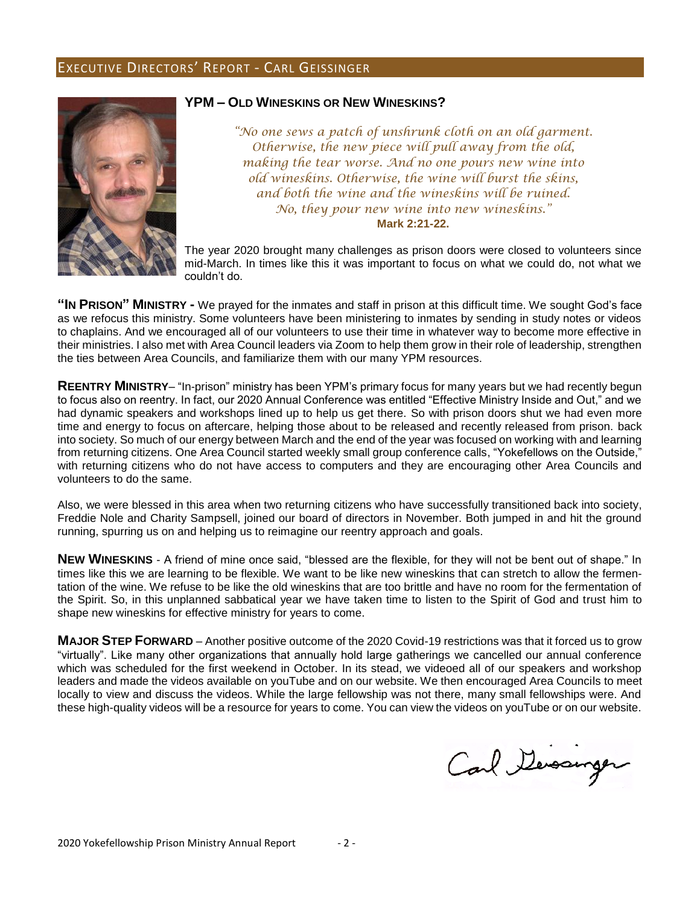## Executive Directors' Report - Carl Geissinger

### YPM – Old Wineskins or New Wineskins?

*"No one sews a patch of unshrunk cloth on an old garment. Otherwise, the new piece will pull away from the old, making the tear worse. And no one pours new wine into old wineskins. Otherwise, the wine will burst the skins, and both the wine and the wineskins will be ruined. No, they pour new wine into new wineskins."*
**Mark 2:21-22.**

The year 2020 brought many challenges as prison doors were closed to volunteers since mid-March. In times like this it was important to focus on what we could do, not what we couldn't do.

**"In Prison" Ministry -** We prayed for the inmates and staff in prison at this difficult time. We sought God's face as we refocus this ministry. Some volunteers have been ministering to inmates by sending in study notes or videos to chaplains. And we encouraged all of our volunteers to use their time in whatever way to become more effective in their ministries. I also met with Area Council leaders via Zoom to help them grow in their role of leadership, strengthen the ties between Area Councils, and familiarize them with our many YPM resources.

**Reentry Ministry**– "In-prison" ministry has been YPM's primary focus for many years but we had recently begun to focus also on reentry. In fact, our 2020 Annual Conference was entitled "Effective Ministry Inside and Out," and we had dynamic speakers and workshops lined up to help us get there. So with prison doors shut we had even more time and energy to focus on aftercare, helping those about to be released and recently released from prison. back into society. So much of our energy between March and the end of the year was focused on working with and learning from returning citizens. One Area Council started weekly small group conference calls, "Yokefellows on the Outside," with returning citizens who do not have access to computers and they are encouraging other Area Councils and volunteers to do the same.

Also, we were blessed in this area when two returning citizens who have successfully transitioned back into society, Freddie Nole and Charity Sampsell, joined our board of directors in November. Both jumped in and hit the ground running, spurring us on and helping us to reimagine our reentry approach and goals.

**New Wineskins** - A friend of mine once said, "blessed are the flexible, for they will not be bent out of shape." In times like this we are learning to be flexible. We want to be like new wineskins that can stretch to allow the fermentation of the wine. We refuse to be like the old wineskins that are too brittle and have no room for the fermentation of the Spirit. So, in this unplanned sabbatical year we have taken time to listen to the Spirit of God and trust him to shape new wineskins for effective ministry for years to come.

**Major Step Forward** – Another positive outcome of the 2020 Covid-19 restrictions was that it forced us to grow "virtually". Like many other organizations that annually hold large gatherings we cancelled our annual conference which was scheduled for the first weekend in October. In its stead, we videoed all of our speakers and workshop leaders and made the videos available on youTube and on our website. We then encouraged Area Councils to meet locally to view and discuss the videos. While the large fellowship was not there, many small fellowships were. And these high-quality videos will be a resource for years to come. You can view the videos on youTube or on our website.

Carl Geissinger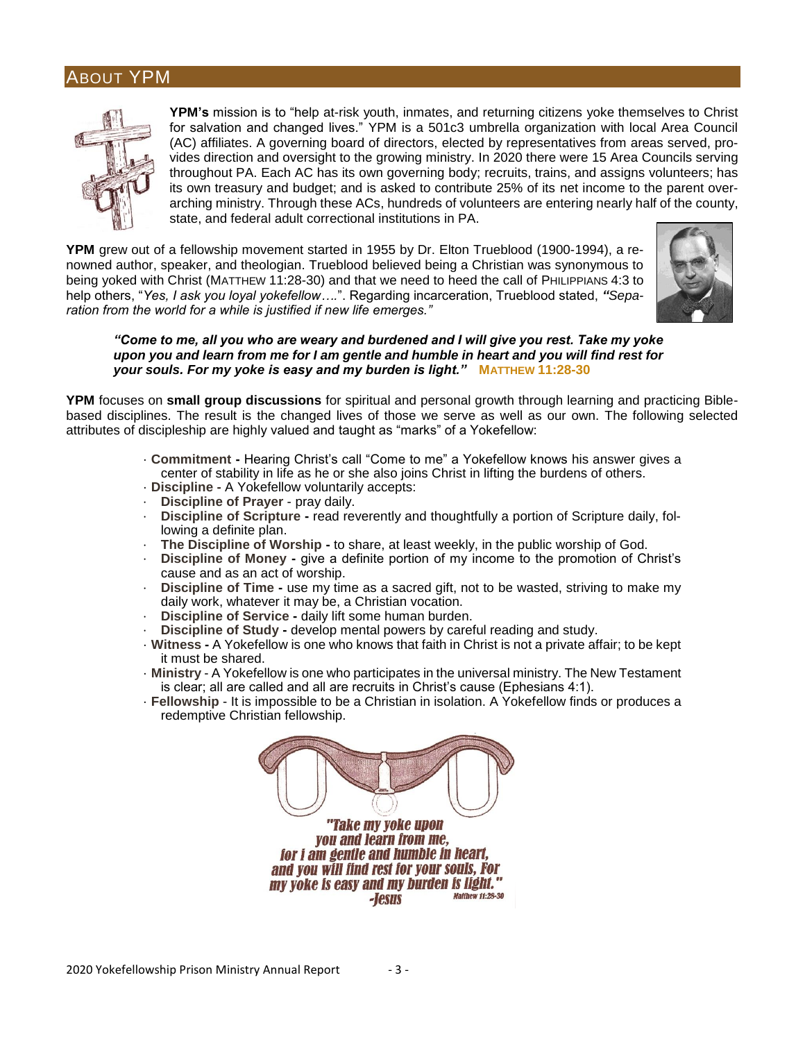## About YPM

**YPM's** mission is to "help at-risk youth, inmates, and returning citizens yoke themselves to Christ for salvation and changed lives." YPM is a 501c3 umbrella organization with local Area Council (AC) affiliates. A governing board of directors, elected by representatives from areas served, provides direction and oversight to the growing ministry. In 2020 there were 15 Area Councils serving throughout PA. Each AC has its own governing body; recruits, trains, and assigns volunteers; has its own treasury and budget; and is asked to contribute 25% of its net income to the parent overarching ministry. Through these ACs, hundreds of volunteers are entering nearly half of the county, state, and federal adult correctional institutions in PA.

**YPM** grew out of a fellowship movement started in 1955 by Dr. Elton Trueblood (1900-1994), a renowned author, speaker, and theologian. Trueblood believed being a Christian was synonymous to being yoked with Christ (MATTHEW 11:28-30) and that we need to heed the call of PHILIPPIANS 4:3 to help others, "*Yes, I ask you loyal yokefellow….*". Regarding incarceration, Trueblood stated, ***"****Separation from the world for a while is justified if new life emerges."*

> ***"Come to me, all you who are weary and burdened and I will give you rest. Take my yoke upon you and learn from me for I am gentle and humble in heart and you will find rest for your souls. For my yoke is easy and my burden is light."*** **MATTHEW 11:28-30**

**YPM** focuses on **small group discussions** for spiritual and personal growth through learning and practicing Bible-based disciplines. The result is the changed lives of those we serve as well as our own. The following selected attributes of discipleship are highly valued and taught as "marks" of a Yokefellow:

- **Commitment -** Hearing Christ's call "Come to me" a Yokefellow knows his answer gives a center of stability in life as he or she also joins Christ in lifting the burdens of others.
- **Discipline -** A Yokefellow voluntarily accepts:
  - **Discipline of Prayer** - pray daily.
  - **Discipline of Scripture -** read reverently and thoughtfully a portion of Scripture daily, following a definite plan.
  - **The Discipline of Worship -** to share, at least weekly, in the public worship of God.
  - **Discipline of Money -** give a definite portion of my income to the promotion of Christ's cause and as an act of worship.
  - **Discipline of Time -** use my time as a sacred gift, not to be wasted, striving to make my daily work, whatever it may be, a Christian vocation.
  - **Discipline of Service -** daily lift some human burden.
  - **Discipline of Study -** develop mental powers by careful reading and study.
- **Witness -** A Yokefellow is one who knows that faith in Christ is not a private affair; to be kept it must be shared.
- **Ministry** - A Yokefellow is one who participates in the universal ministry. The New Testament is clear; all are called and all are recruits in Christ's cause (Ephesians 4:1).
- **Fellowship** - It is impossible to be a Christian in isolation. A Yokefellow finds or produces a redemptive Christian fellowship.

"Take my yoke upon you and learn from me, for I am gentle and humble in heart, and you will find rest for your souls. For my yoke is easy and my burden is light." -Jesus Matthew 11:28-30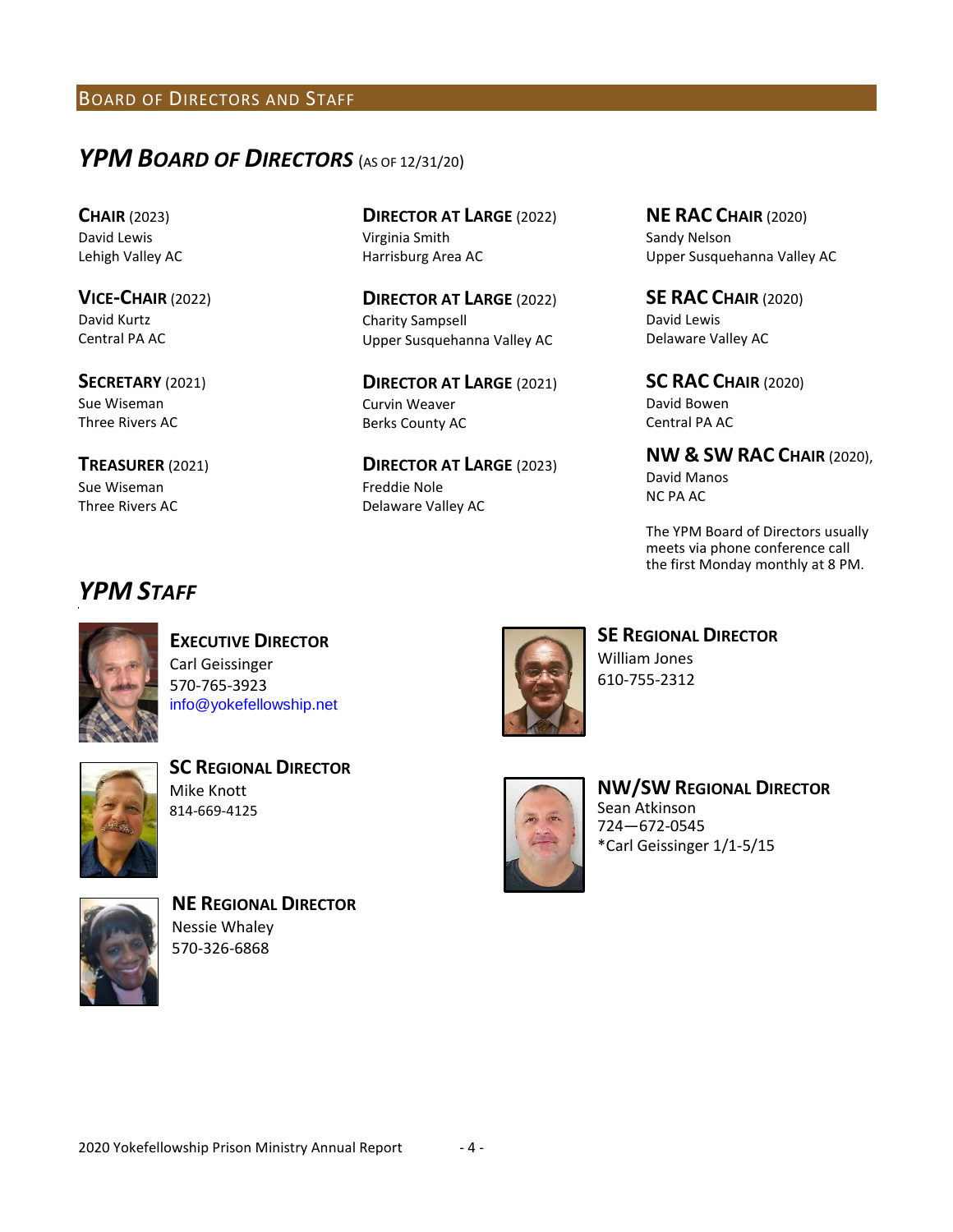## Board of Directors and Staff

### *YPM Board of Directors* (as of 12/31/20)

**Chair** (2023)
David Lewis
Lehigh Valley AC

**Vice-Chair** (2022)
David Kurtz
Central PA AC

**Secretary** (2021)
Sue Wiseman
Three Rivers AC

**Treasurer** (2021)
Sue Wiseman
Three Rivers AC

**Director at Large** (2022)
Virginia Smith
Harrisburg Area AC

**Director at Large** (2022)
Charity Sampsell
Upper Susquehanna Valley AC

**Director at Large** (2021)
Curvin Weaver
Berks County AC

**Director at Large** (2023)
Freddie Nole
Delaware Valley AC

**NE RAC Chair** (2020)
Sandy Nelson
Upper Susquehanna Valley AC

**SE RAC Chair** (2020)
David Lewis
Delaware Valley AC

**SC RAC Chair** (2020)
David Bowen
Central PA AC

**NW & SW RAC Chair** (2020),
David Manos
NC PA AC

The YPM Board of Directors usually meets via phone conference call the first Monday monthly at 8 PM.

### *YPM Staff*

**Executive Director**
Carl Geissinger
570-765-3923
info@yokefellowship.net

**SC Regional Director**
Mike Knott
814-669-4125

**NE Regional Director**
Nessie Whaley
570-326-6868

**SE Regional Director**
William Jones
610-755-2312

**NW/SW Regional Director**
Sean Atkinson
724—672-0545
*Carl Geissinger 1/1-5/15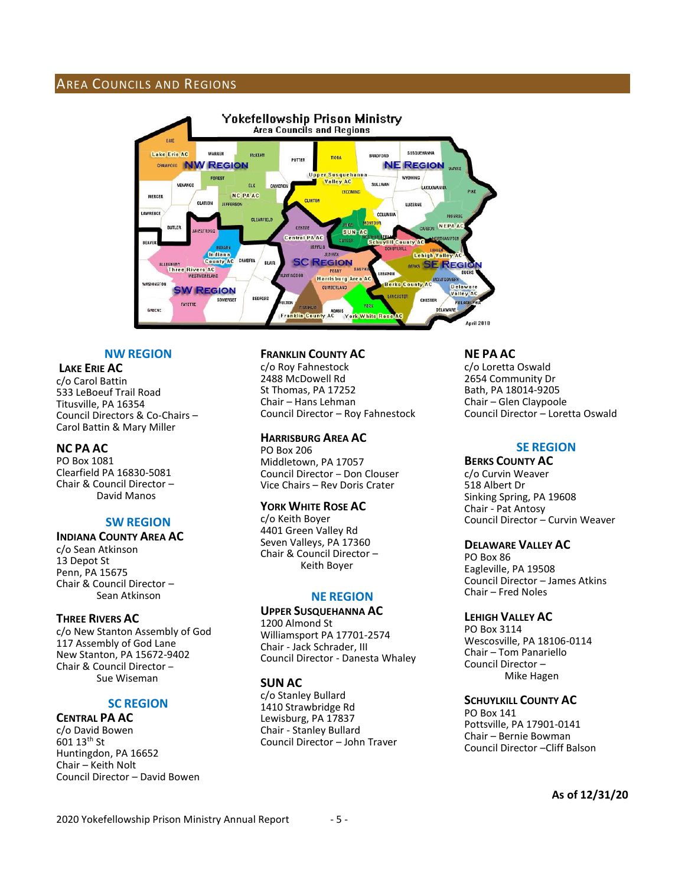## Area Councils and Regions

### NW REGION

**LAKE ERIE AC**
c/o Carol Battin
533 LeBoeuf Trail Road
Titusville, PA 16354
Council Directors & Co-Chairs – Carol Battin & Mary Miller

**NC PA AC**
PO Box 1081
Clearfield PA 16830-5081
Chair & Council Director – David Manos

### SW REGION

**INDIANA COUNTY AREA AC**
c/o Sean Atkinson
13 Depot St
Penn, PA 15675
Chair & Council Director – Sean Atkinson

**THREE RIVERS AC**
c/o New Stanton Assembly of God
117 Assembly of God Lane
New Stanton, PA 15672-9402
Chair & Council Director – Sue Wiseman

### SC REGION

**CENTRAL PA AC**
c/o David Bowen
601 13th St
Huntingdon, PA 16652
Chair – Keith Nolt
Council Director – David Bowen

**FRANKLIN COUNTY AC**
c/o Roy Fahnestock
2488 McDowell Rd
St Thomas, PA 17252
Chair – Hans Lehman
Council Director – Roy Fahnestock

**HARRISBURG AREA AC**
PO Box 206
Middletown, PA 17057
Council Director – Don Clouser
Vice Chairs – Rev Doris Crater

**YORK WHITE ROSE AC**
c/o Keith Boyer
4401 Green Valley Rd
Seven Valleys, PA 17360
Chair & Council Director – Keith Boyer

### NE REGION

**UPPER SUSQUEHANNA AC**
1200 Almond St
Williamsport PA 17701-2574
Chair - Jack Schrader, III
Council Director - Danesta Whaley

**SUN AC**
c/o Stanley Bullard
1410 Strawbridge Rd
Lewisburg, PA 17837
Chair - Stanley Bullard
Council Director – John Traver

**NE PA AC**
c/o Loretta Oswald
2654 Community Dr
Bath, PA 18014-9205
Chair – Glen Claypoole
Council Director – Loretta Oswald

### SE REGION

**BERKS COUNTY AC**
c/o Curvin Weaver
518 Albert Dr
Sinking Spring, PA 19608
Chair - Pat Antosy
Council Director – Curvin Weaver

**DELAWARE VALLEY AC**
PO Box 86
Eagleville, PA 19508
Council Director – James Atkins
Chair – Fred Noles

**LEHIGH VALLEY AC**
PO Box 3114
Wescosville, PA 18106-0114
Chair – Tom Panariello
Council Director – Mike Hagen

**SCHUYLKILL COUNTY AC**
PO Box 141
Pottsville, PA 17901-0141
Chair – Bernie Bowman
Council Director –Cliff Balson

**As of 12/31/20**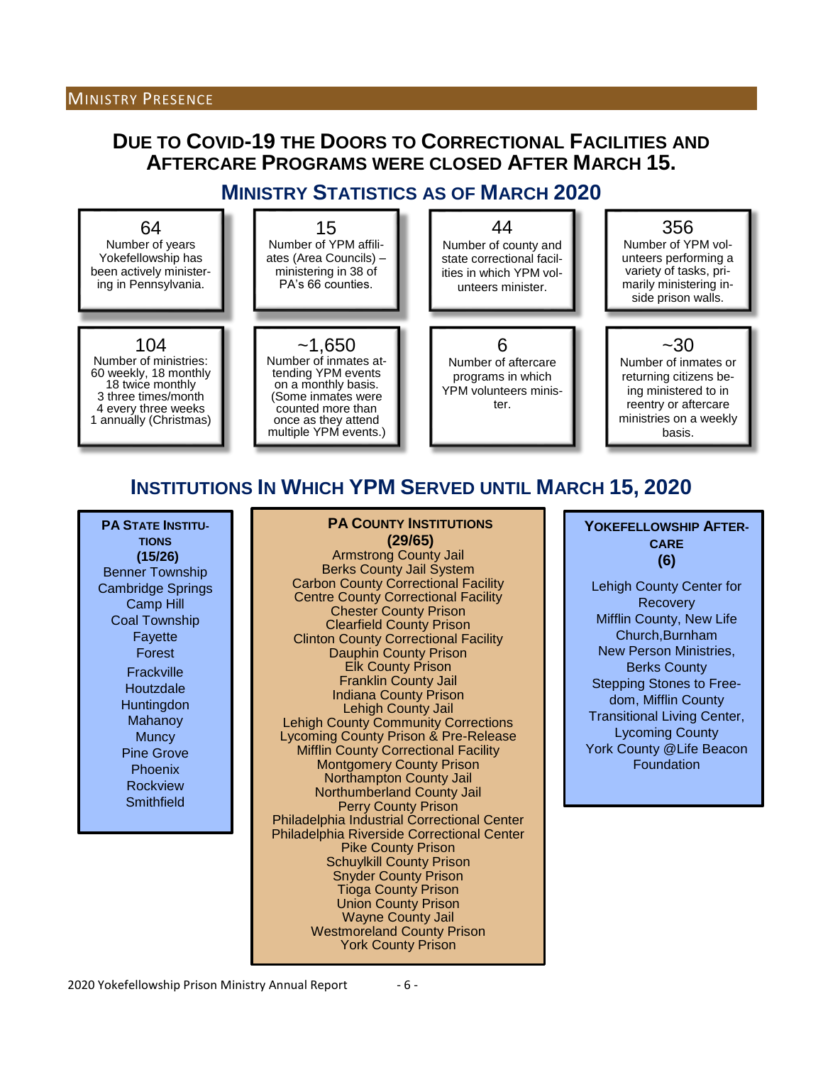## Ministry Presence

# Due to COVID-19 the Doors to Correctional Facilities and Aftercare Programs were closed After March 15.

## Ministry Statistics as of March 2020

**64**
Number of years Yokefellowship has been actively ministering in Pennsylvania.

**15**
Number of YPM affiliates (Area Councils) – ministering in 38 of PA's 66 counties.

**44**
Number of county and state correctional facilities in which YPM volunteers minister.

**356**
Number of YPM volunteers performing a variety of tasks, primarily ministering inside prison walls.

**104**
Number of ministries:
60 weekly, 18 monthly
18 twice monthly
3 three times/month
4 every three weeks
1 annually (Christmas)

**~1,650**
Number of inmates attending YPM events on a monthly basis. (Some inmates were counted more than once as they attend multiple YPM events.)

**6**
Number of aftercare programs in which YPM volunteers minister.

**~30**
Number of inmates or returning citizens being ministered to in reentry or aftercare ministries on a weekly basis.

## Institutions In Which YPM Served until March 15, 2020

### PA State Institutions (15/26)

Benner Township
Cambridge Springs
Camp Hill
Coal Township
Fayette
Forest
Frackville
Houtzdale
Huntingdon
Mahanoy
Muncy
Pine Grove
Phoenix
Rockview
Smithfield

### PA County Institutions (29/65)

Armstrong County Jail
Berks County Jail System
Carbon County Correctional Facility
Centre County Correctional Facility
Chester County Prison
Clearfield County Prison
Clinton County Correctional Facility
Dauphin County Prison
Elk County Prison
Franklin County Jail
Indiana County Prison
Lehigh County Jail
Lehigh County Community Corrections
Lycoming County Prison & Pre-Release
Mifflin County Correctional Facility
Montgomery County Prison
Northampton County Jail
Northumberland County Jail
Perry County Prison
Philadelphia Industrial Correctional Center
Philadelphia Riverside Correctional Center
Pike County Prison
Schuylkill County Prison
Snyder County Prison
Tioga County Prison
Union County Prison
Wayne County Jail
Westmoreland County Prison
York County Prison

### Yokefellowship Aftercare (6)

Lehigh County Center for Recovery
Mifflin County, New Life Church,Burnham
New Person Ministries, Berks County
Stepping Stones to Freedom, Mifflin County
Transitional Living Center, Lycoming County
York County @Life Beacon Foundation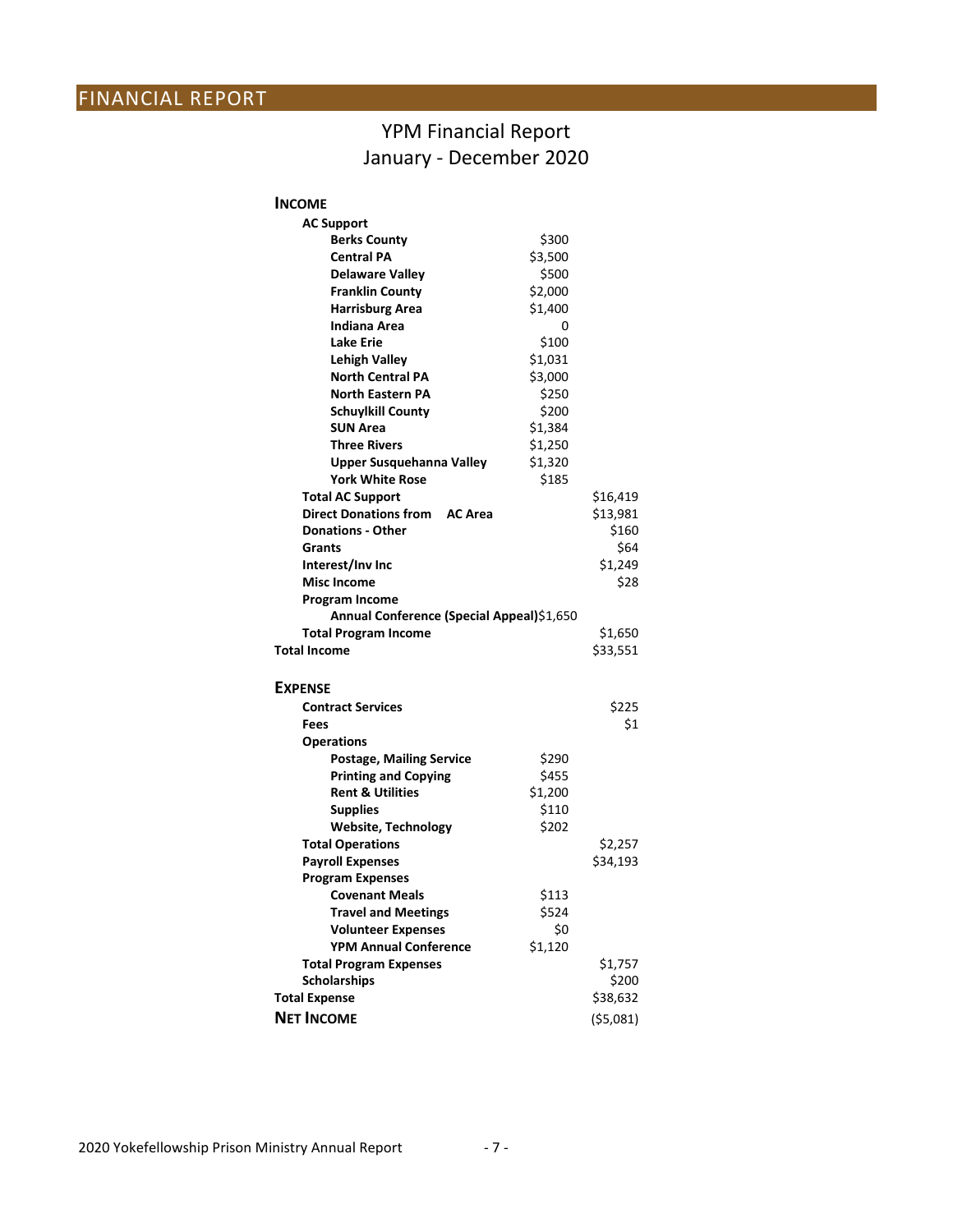# FINANCIAL REPORT

## YPM Financial Report
## January - December 2020

| | | |
|---|---|---|
| **INCOME** | | |
| **AC Support** | | |
| **Berks County** | $300 | |
| **Central PA** | $3,500 | |
| **Delaware Valley** | $500 | |
| **Franklin County** | $2,000 | |
| **Harrisburg Area** | $1,400 | |
| **Indiana Area** | 0 | |
| **Lake Erie** | $100 | |
| **Lehigh Valley** | $1,031 | |
| **North Central PA** | $3,000 | |
| **North Eastern PA** | $250 | |
| **Schuylkill County** | $200 | |
| **SUN Area** | $1,384 | |
| **Three Rivers** | $1,250 | |
| **Upper Susquehanna Valley** | $1,320 | |
| **York White Rose** | $185 | |
| **Total AC Support** | | $16,419 |
| **Direct Donations from AC Area** | | $13,981 |
| **Donations - Other** | | $160 |
| **Grants** | | $64 |
| **Interest/Inv Inc** | | $1,249 |
| **Misc Income** | | $28 |
| **Program Income** | | |
| **Annual Conference (Special Appeal)** | $1,650 | |
| **Total Program Income** | | $1,650 |
| **Total Income** | | $33,551 |
| | | |
| **EXPENSE** | | |
| **Contract Services** | | $225 |
| **Fees** | | $1 |
| **Operations** | | |
| **Postage, Mailing Service** | $290 | |
| **Printing and Copying** | $455 | |
| **Rent & Utilities** | $1,200 | |
| **Supplies** | $110 | |
| **Website, Technology** | $202 | |
| **Total Operations** | | $2,257 |
| **Payroll Expenses** | | $34,193 |
| **Program Expenses** | | |
| **Covenant Meals** | $113 | |
| **Travel and Meetings** | $524 | |
| **Volunteer Expenses** | $0 | |
| **YPM Annual Conference** | $1,120 | |
| **Total Program Expenses** | | $1,757 |
| **Scholarships** | | $200 |
| **Total Expense** | | $38,632 |
| **NET INCOME** | | ($5,081) |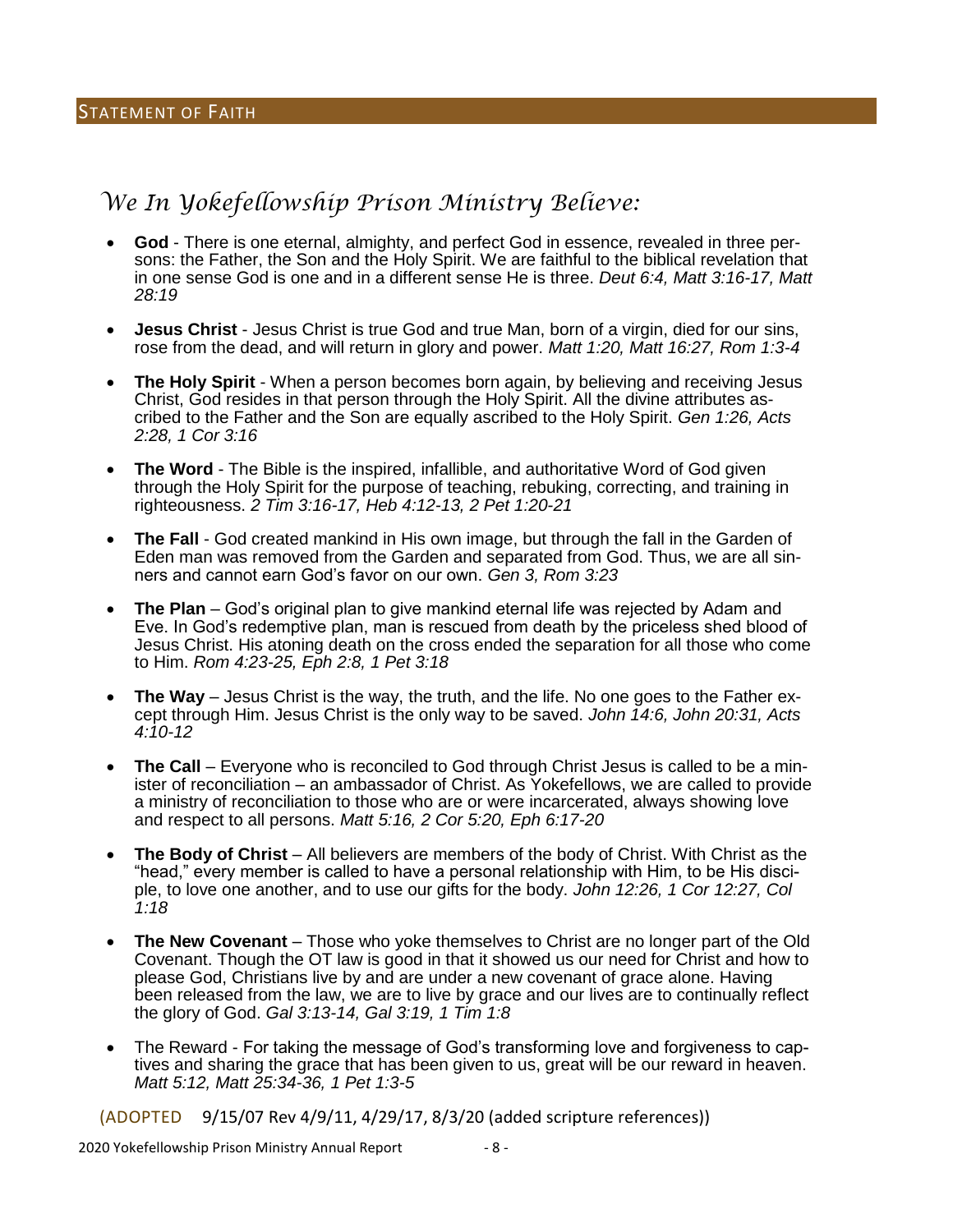## STATEMENT OF FAITH

# *We In Yokefellowship Prison Ministry Believe:*

- **God** - There is one eternal, almighty, and perfect God in essence, revealed in three persons: the Father, the Son and the Holy Spirit. We are faithful to the biblical revelation that in one sense God is one and in a different sense He is three. *Deut 6:4, Matt 3:16-17, Matt 28:19*

- **Jesus Christ** - Jesus Christ is true God and true Man, born of a virgin, died for our sins, rose from the dead, and will return in glory and power. *Matt 1:20, Matt 16:27, Rom 1:3-4*

- **The Holy Spirit** - When a person becomes born again, by believing and receiving Jesus Christ, God resides in that person through the Holy Spirit. All the divine attributes ascribed to the Father and the Son are equally ascribed to the Holy Spirit. *Gen 1:26, Acts 2:28, 1 Cor 3:16*

- **The Word** - The Bible is the inspired, infallible, and authoritative Word of God given through the Holy Spirit for the purpose of teaching, rebuking, correcting, and training in righteousness. *2 Tim 3:16-17, Heb 4:12-13, 2 Pet 1:20-21*

- **The Fall** - God created mankind in His own image, but through the fall in the Garden of Eden man was removed from the Garden and separated from God. Thus, we are all sinners and cannot earn God's favor on our own. *Gen 3, Rom 3:23*

- **The Plan** – God's original plan to give mankind eternal life was rejected by Adam and Eve. In God's redemptive plan, man is rescued from death by the priceless shed blood of Jesus Christ. His atoning death on the cross ended the separation for all those who come to Him. *Rom 4:23-25, Eph 2:8, 1 Pet 3:18*

- **The Way** – Jesus Christ is the way, the truth, and the life. No one goes to the Father except through Him. Jesus Christ is the only way to be saved. *John 14:6, John 20:31, Acts 4:10-12*

- **The Call** – Everyone who is reconciled to God through Christ Jesus is called to be a minister of reconciliation – an ambassador of Christ. As Yokefellows, we are called to provide a ministry of reconciliation to those who are or were incarcerated, always showing love and respect to all persons. *Matt 5:16, 2 Cor 5:20, Eph 6:17-20*

- **The Body of Christ** – All believers are members of the body of Christ. With Christ as the "head," every member is called to have a personal relationship with Him, to be His disciple, to love one another, and to use our gifts for the body. *John 12:26, 1 Cor 12:27, Col 1:18*

- **The New Covenant** – Those who yoke themselves to Christ are no longer part of the Old Covenant. Though the OT law is good in that it showed us our need for Christ and how to please God, Christians live by and are under a new covenant of grace alone. Having been released from the law, we are to live by grace and our lives are to continually reflect the glory of God. *Gal 3:13-14, Gal 3:19, 1 Tim 1:8*

- The Reward - For taking the message of God's transforming love and forgiveness to captives and sharing the grace that has been given to us, great will be our reward in heaven. *Matt 5:12, Matt 25:34-36, 1 Pet 1:3-5*

(ADOPTED 9/15/07 Rev 4/9/11, 4/29/17, 8/3/20 (added scripture references))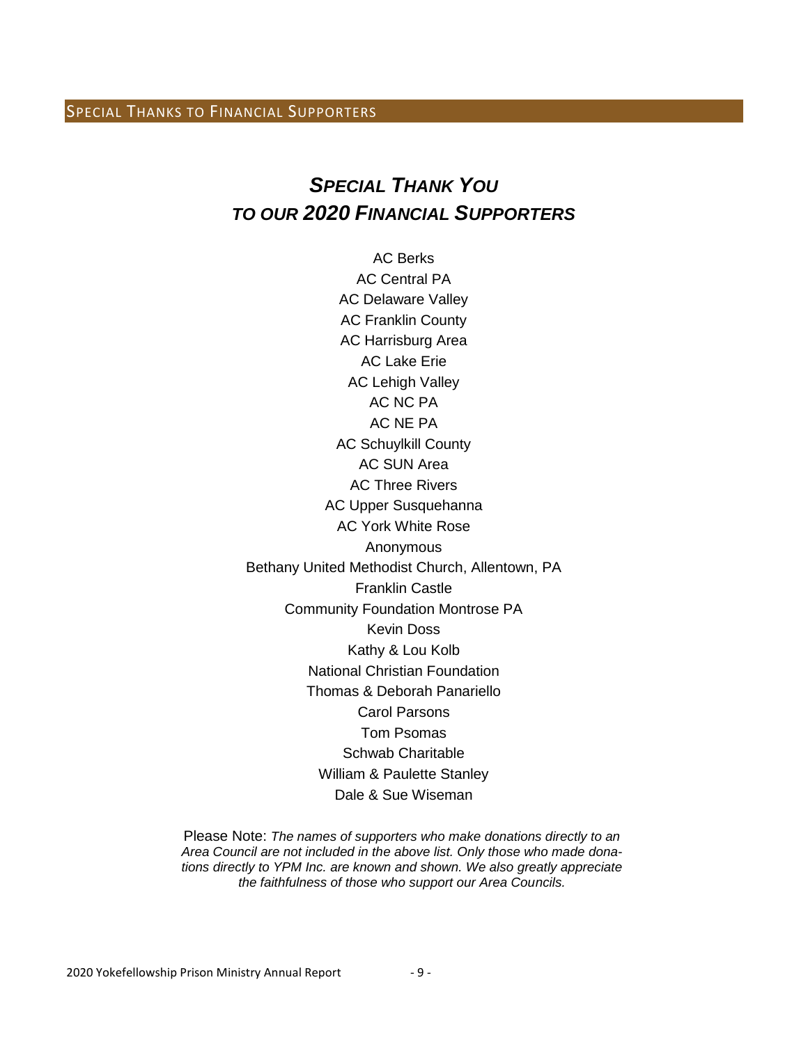## SPECIAL THANKS TO FINANCIAL SUPPORTERS

# *SPECIAL THANK YOU TO OUR 2020 FINANCIAL SUPPORTERS*

AC Berks
AC Central PA
AC Delaware Valley
AC Franklin County
AC Harrisburg Area
AC Lake Erie
AC Lehigh Valley
AC NC PA
AC NE PA
AC Schuylkill County
AC SUN Area
AC Three Rivers
AC Upper Susquehanna
AC York White Rose
Anonymous
Bethany United Methodist Church, Allentown, PA
Franklin Castle
Community Foundation Montrose PA
Kevin Doss
Kathy & Lou Kolb
National Christian Foundation
Thomas & Deborah Panariello
Carol Parsons
Tom Psomas
Schwab Charitable
William & Paulette Stanley
Dale & Sue Wiseman

Please Note: *The names of supporters who make donations directly to an Area Council are not included in the above list. Only those who made donations directly to YPM Inc. are known and shown. We also greatly appreciate the faithfulness of those who support our Area Councils.*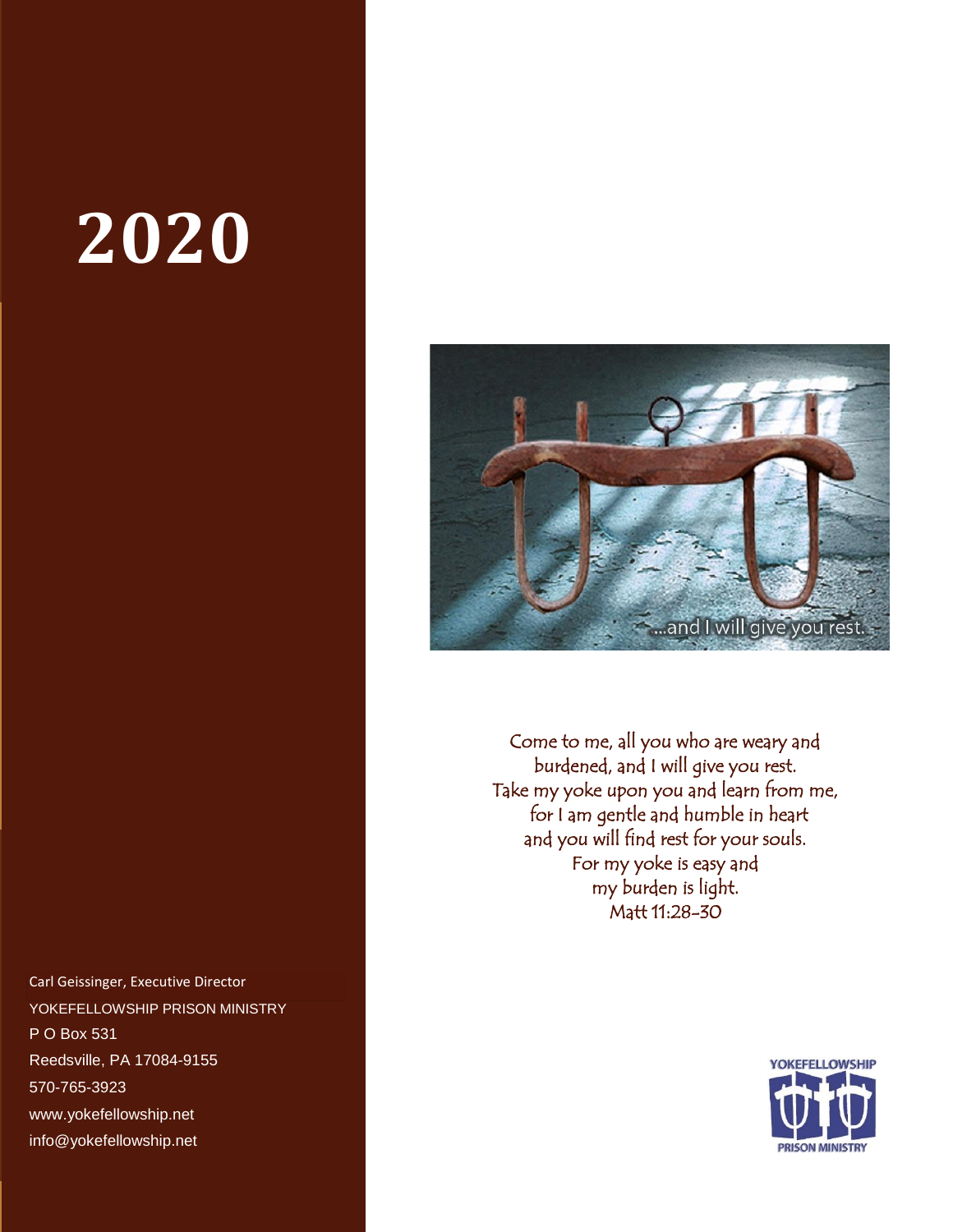# 2020

Come to me, all you who are weary and burdened, and I will give you rest.
Take my yoke upon you and learn from me,
for I am gentle and humble in heart
and you will find rest for your souls.
For my yoke is easy and
my burden is light.
Matt 11:28-30

Carl Geissinger, Executive Director
YOKEFELLOWSHIP PRISON MINISTRY
P O Box 531
Reedsville, PA 17084-9155
570-765-3923
www.yokefellowship.net
info@yokefellowship.net